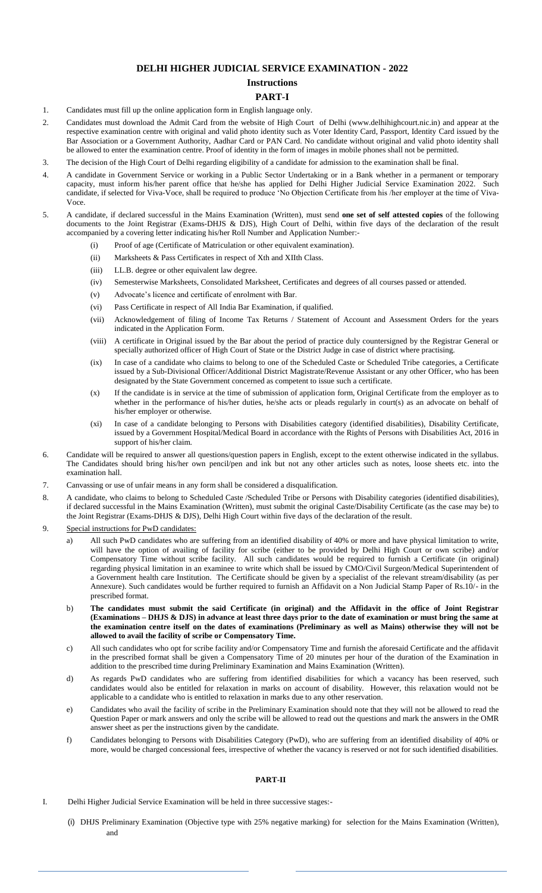# DELHI HIGHER JUDICIAL SERVICE EXAMINATION - 2022

## Instructions

## PART-I

1. Candidates must fill up the online application form in English language only.
2. Candidates must download the Admit Card from the website of High Court of Delhi (www.delhihighcourt.nic.in) and appear at the respective examination centre with original and valid photo identity such as Voter Identity Card, Passport, Identity Card issued by the Bar Association or a Government Authority, Aadhar Card or PAN Card. No candidate without original and valid photo identity shall be allowed to enter the examination centre. Proof of identity in the form of images in mobile phones shall not be permitted.
3. The decision of the High Court of Delhi regarding eligibility of a candidate for admission to the examination shall be final.
4. A candidate in Government Service or working in a Public Sector Undertaking or in a Bank whether in a permanent or temporary capacity, must inform his/her parent office that he/she has applied for Delhi Higher Judicial Service Examination 2022. Such candidate, if selected for Viva-Voce, shall be required to produce 'No Objection Certificate from his /her employer at the time of Viva-Voce.
5. A candidate, if declared successful in the Mains Examination (Written), must send **one set of self attested copies** of the following documents to the Joint Registrar (Exams-DHJS & DJS), High Court of Delhi, within five days of the declaration of the result accompanied by a covering letter indicating his/her Roll Number and Application Number:-
   - (i) Proof of age (Certificate of Matriculation or other equivalent examination).
   - (ii) Marksheets & Pass Certificates in respect of Xth and XIIth Class.
   - (iii) LL.B. degree or other equivalent law degree.
   - (iv) Semesterwise Marksheets, Consolidated Marksheet, Certificates and degrees of all courses passed or attended.
   - (v) Advocate's licence and certificate of enrolment with Bar.
   - (vi) Pass Certificate in respect of All India Bar Examination, if qualified.
   - (vii) Acknowledgement of filing of Income Tax Returns / Statement of Account and Assessment Orders for the years indicated in the Application Form.
   - (viii) A certificate in Original issued by the Bar about the period of practice duly countersigned by the Registrar General or specially authorized officer of High Court of State or the District Judge in case of district where practising.
   - (ix) In case of a candidate who claims to belong to one of the Scheduled Caste or Scheduled Tribe categories, a Certificate issued by a Sub-Divisional Officer/Additional District Magistrate/Revenue Assistant or any other Officer, who has been designated by the State Government concerned as competent to issue such a certificate.
   - (x) If the candidate is in service at the time of submission of application form, Original Certificate from the employer as to whether in the performance of his/her duties, he/she acts or pleads regularly in court(s) as an advocate on behalf of his/her employer or otherwise.
   - (xi) In case of a candidate belonging to Persons with Disabilities category (identified disabilities), Disability Certificate, issued by a Government Hospital/Medical Board in accordance with the Rights of Persons with Disabilities Act, 2016 in support of his/her claim.
6. Candidate will be required to answer all questions/question papers in English, except to the extent otherwise indicated in the syllabus. The Candidates should bring his/her own pencil/pen and ink but not any other articles such as notes, loose sheets etc. into the examination hall.
7. Canvassing or use of unfair means in any form shall be considered a disqualification.
8. A candidate, who claims to belong to Scheduled Caste /Scheduled Tribe or Persons with Disability categories (identified disabilities), if declared successful in the Mains Examination (Written), must submit the original Caste/Disability Certificate (as the case may be) to the Joint Registrar (Exams-DHJS & DJS), Delhi High Court within five days of the declaration of the result.
9. Special instructions for PwD candidates:
   - a) All such PwD candidates who are suffering from an identified disability of 40% or more and have physical limitation to write, will have the option of availing of facility for scribe (either to be provided by Delhi High Court or own scribe) and/or Compensatory Time without scribe facility. All such candidates would be required to furnish a Certificate (in original) regarding physical limitation in an examinee to write which shall be issued by CMO/Civil Surgeon/Medical Superintendent of a Government health care Institution. The Certificate should be given by a specialist of the relevant stream/disability (as per Annexure). Such candidates would be further required to furnish an Affidavit on a Non Judicial Stamp Paper of Rs.10/- in the prescribed format.
   - b) **The candidates must submit the said Certificate (in original) and the Affidavit in the office of Joint Registrar (Examinations – DHJS & DJS) in advance at least three days prior to the date of examination or must bring the same at the examination centre itself on the dates of examinations (Preliminary as well as Mains) otherwise they will not be allowed to avail the facility of scribe or Compensatory Time.**
   - c) All such candidates who opt for scribe facility and/or Compensatory Time and furnish the aforesaid Certificate and the affidavit in the prescribed format shall be given a Compensatory Time of 20 minutes per hour of the duration of the Examination in addition to the prescribed time during Preliminary Examination and Mains Examination (Written).
   - d) As regards PwD candidates who are suffering from identified disabilities for which a vacancy has been reserved, such candidates would also be entitled for relaxation in marks on account of disability. However, this relaxation would not be applicable to a candidate who is entitled to relaxation in marks due to any other reservation.
   - e) Candidates who avail the facility of scribe in the Preliminary Examination should note that they will not be allowed to read the Question Paper or mark answers and only the scribe will be allowed to read out the questions and mark the answers in the OMR answer sheet as per the instructions given by the candidate.
   - f) Candidates belonging to Persons with Disabilities Category (PwD), who are suffering from an identified disability of 40% or more, would be charged concessional fees, irrespective of whether the vacancy is reserved or not for such identified disabilities.

## PART-II

I. Delhi Higher Judicial Service Examination will be held in three successive stages:-

   (i) DHJS Preliminary Examination (Objective type with 25% negative marking) for selection for the Mains Examination (Written), and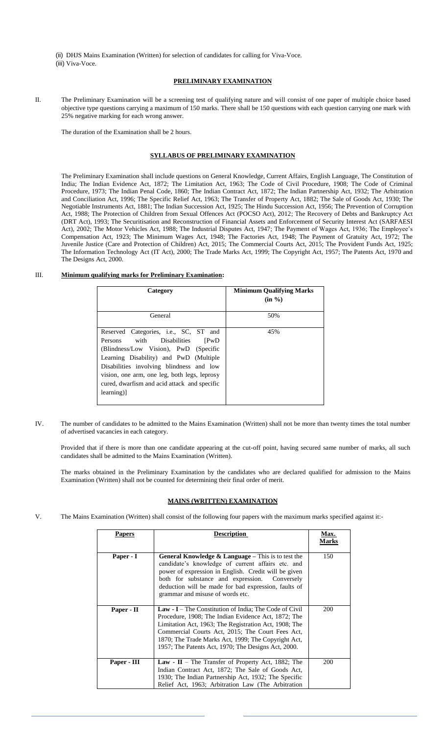(ii) DHJS Mains Examination (Written) for selection of candidates for calling for Viva-Voce.

(iii) Viva-Voce.

## PRELIMINARY EXAMINATION

II. The Preliminary Examination will be a screening test of qualifying nature and will consist of one paper of multiple choice based objective type questions carrying a maximum of 150 marks. There shall be 150 questions with each question carrying one mark with 25% negative marking for each wrong answer.

The duration of the Examination shall be 2 hours.

## SYLLABUS OF PRELIMINARY EXAMINATION

The Preliminary Examination shall include questions on General Knowledge, Current Affairs, English Language, The Constitution of India; The Indian Evidence Act, 1872; The Limitation Act, 1963; The Code of Civil Procedure, 1908; The Code of Criminal Procedure, 1973; The Indian Penal Code, 1860; The Indian Contract Act, 1872; The Indian Partnership Act, 1932; The Arbitration and Conciliation Act, 1996; The Specific Relief Act, 1963; The Transfer of Property Act, 1882; The Sale of Goods Act, 1930; The Negotiable Instruments Act, 1881; The Indian Succession Act, 1925; The Hindu Succession Act, 1956; The Prevention of Corruption Act, 1988; The Protection of Children from Sexual Offences Act (POCSO Act), 2012; The Recovery of Debts and Bankruptcy Act (DRT Act), 1993; The Securitisation and Reconstruction of Financial Assets and Enforcement of Security Interest Act (SARFAESI Act), 2002; The Motor Vehicles Act, 1988; The Industrial Disputes Act, 1947; The Payment of Wages Act, 1936; The Employee's Compensation Act, 1923; The Minimum Wages Act, 1948; The Factories Act, 1948; The Payment of Gratuity Act, 1972; The Juvenile Justice (Care and Protection of Children) Act, 2015; The Commercial Courts Act, 2015; The Provident Funds Act, 1925; The Information Technology Act (IT Act), 2000; The Trade Marks Act, 1999; The Copyright Act, 1957; The Patents Act, 1970 and The Designs Act, 2000.

III. **Minimum qualifying marks for Preliminary Examination:**

| Category | Minimum Qualifying Marks (in %) |
|---|---|
| General | 50% |
| Reserved Categories, i.e., SC, ST and Persons with Disabilities [PwD (Blindness/Low Vision), PwD (Specific Learning Disability) and PwD (Multiple Disabilities involving blindness and low vision, one arm, one leg, both legs, leprosy cured, dwarfism and acid attack and specific learning)] | 45% |

IV. The number of candidates to be admitted to the Mains Examination (Written) shall not be more than twenty times the total number of advertised vacancies in each category.

Provided that if there is more than one candidate appearing at the cut-off point, having secured same number of marks, all such candidates shall be admitted to the Mains Examination (Written).

The marks obtained in the Preliminary Examination by the candidates who are declared qualified for admission to the Mains Examination (Written) shall not be counted for determining their final order of merit.

## MAINS (WRITTEN) EXAMINATION

V. The Mains Examination (Written) shall consist of the following four papers with the maximum marks specified against it:-

| Papers | Description | Max. Marks |
|---|---|---|
| **Paper - I** | **General Knowledge & Language** – This is to test the candidate's knowledge of current affairs etc. and power of expression in English. Credit will be given both for substance and expression. Conversely deduction will be made for bad expression, faults of grammar and misuse of words etc. | 150 |
| **Paper - II** | **Law - I** – The Constitution of India; The Code of Civil Procedure, 1908; The Indian Evidence Act, 1872; The Limitation Act, 1963; The Registration Act, 1908; The Commercial Courts Act, 2015; The Court Fees Act, 1870; The Trade Marks Act, 1999; The Copyright Act, 1957; The Patents Act, 1970; The Designs Act, 2000. | 200 |
| **Paper - III** | **Law - II** – The Transfer of Property Act, 1882; The Indian Contract Act, 1872; The Sale of Goods Act, 1930; The Indian Partnership Act, 1932; The Specific Relief Act, 1963; Arbitration Law (The Arbitration | 200 |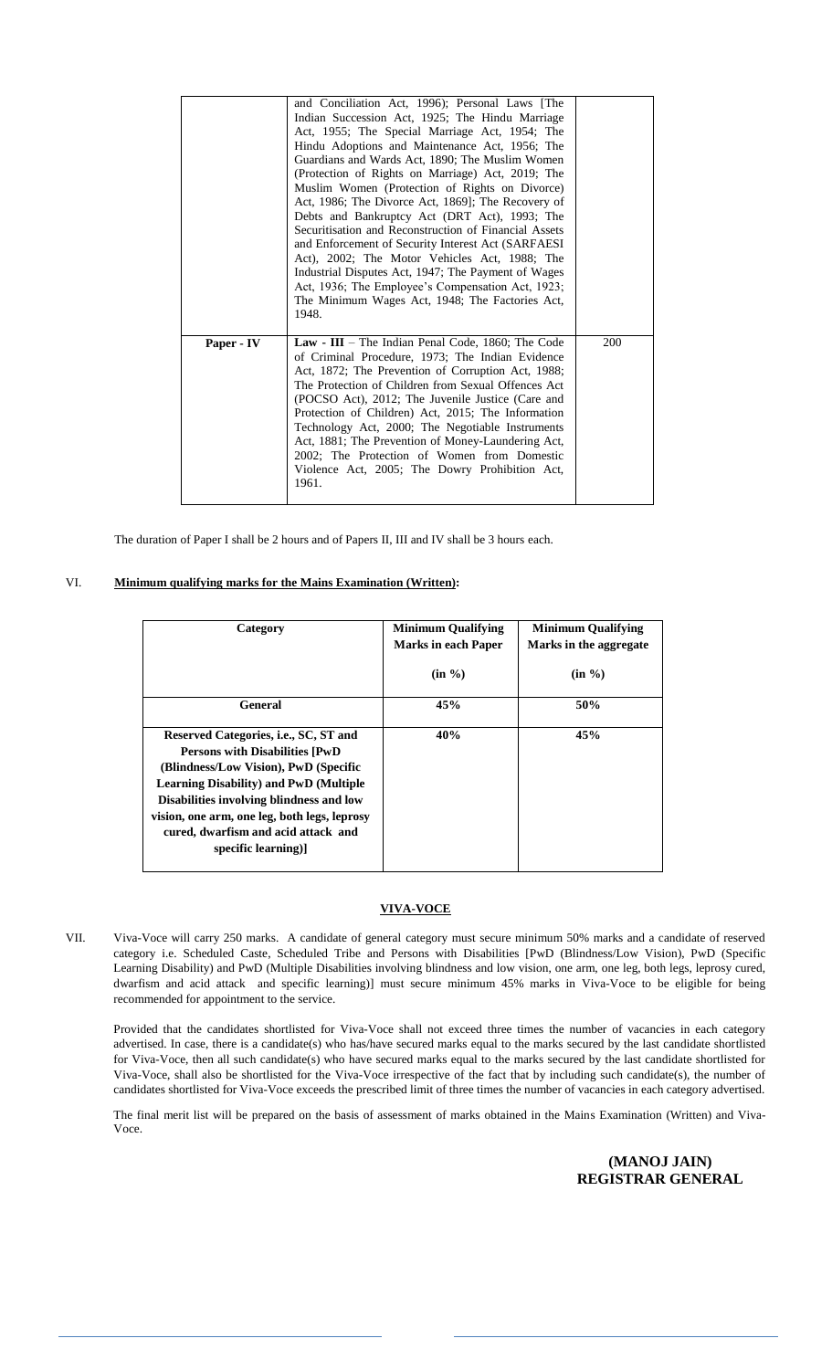| | | |
|---|---|---|
| | and Conciliation Act, 1996); Personal Laws [The Indian Succession Act, 1925; The Hindu Marriage Act, 1955; The Special Marriage Act, 1954; The Hindu Adoptions and Maintenance Act, 1956; The Guardians and Wards Act, 1890; The Muslim Women (Protection of Rights on Marriage) Act, 2019; The Muslim Women (Protection of Rights on Divorce) Act, 1986; The Divorce Act, 1869]; The Recovery of Debts and Bankruptcy Act (DRT Act), 1993; The Securitisation and Reconstruction of Financial Assets and Enforcement of Security Interest Act (SARFAESI Act), 2002; The Motor Vehicles Act, 1988; The Industrial Disputes Act, 1947; The Payment of Wages Act, 1936; The Employee's Compensation Act, 1923; The Minimum Wages Act, 1948; The Factories Act, 1948. | |
| **Paper - IV** | **Law - III** – The Indian Penal Code, 1860; The Code of Criminal Procedure, 1973; The Indian Evidence Act, 1872; The Prevention of Corruption Act, 1988; The Protection of Children from Sexual Offences Act (POCSO Act), 2012; The Juvenile Justice (Care and Protection of Children) Act, 2015; The Information Technology Act, 2000; The Negotiable Instruments Act, 1881; The Prevention of Money-Laundering Act, 2002; The Protection of Women from Domestic Violence Act, 2005; The Dowry Prohibition Act, 1961. | 200 |

The duration of Paper I shall be 2 hours and of Papers II, III and IV shall be 3 hours each.

VI. **Minimum qualifying marks for the Mains Examination (Written):**

| Category | Minimum Qualifying Marks in each Paper (in %) | Minimum Qualifying Marks in the aggregate (in %) |
|---|---|---|
| **General** | **45%** | **50%** |
| **Reserved Categories, i.e., SC, ST and Persons with Disabilities [PwD (Blindness/Low Vision), PwD (Specific Learning Disability) and PwD (Multiple Disabilities involving blindness and low vision, one arm, one leg, both legs, leprosy cured, dwarfism and acid attack and specific learning)]** | **40%** | **45%** |

## VIVA-VOCE

VII. Viva-Voce will carry 250 marks. A candidate of general category must secure minimum 50% marks and a candidate of reserved category i.e. Scheduled Caste, Scheduled Tribe and Persons with Disabilities [PwD (Blindness/Low Vision), PwD (Specific Learning Disability) and PwD (Multiple Disabilities involving blindness and low vision, one arm, one leg, both legs, leprosy cured, dwarfism and acid attack and specific learning)] must secure minimum 45% marks in Viva-Voce to be eligible for being recommended for appointment to the service.

Provided that the candidates shortlisted for Viva-Voce shall not exceed three times the number of vacancies in each category advertised. In case, there is a candidate(s) who has/have secured marks equal to the marks secured by the last candidate shortlisted for Viva-Voce, then all such candidate(s) who have secured marks equal to the marks secured by the last candidate shortlisted for Viva-Voce, shall also be shortlisted for the Viva-Voce irrespective of the fact that by including such candidate(s), the number of candidates shortlisted for Viva-Voce exceeds the prescribed limit of three times the number of vacancies in each category advertised.

The final merit list will be prepared on the basis of assessment of marks obtained in the Mains Examination (Written) and Viva-Voce.

**(MANOJ JAIN)**
**REGISTRAR GENERAL**